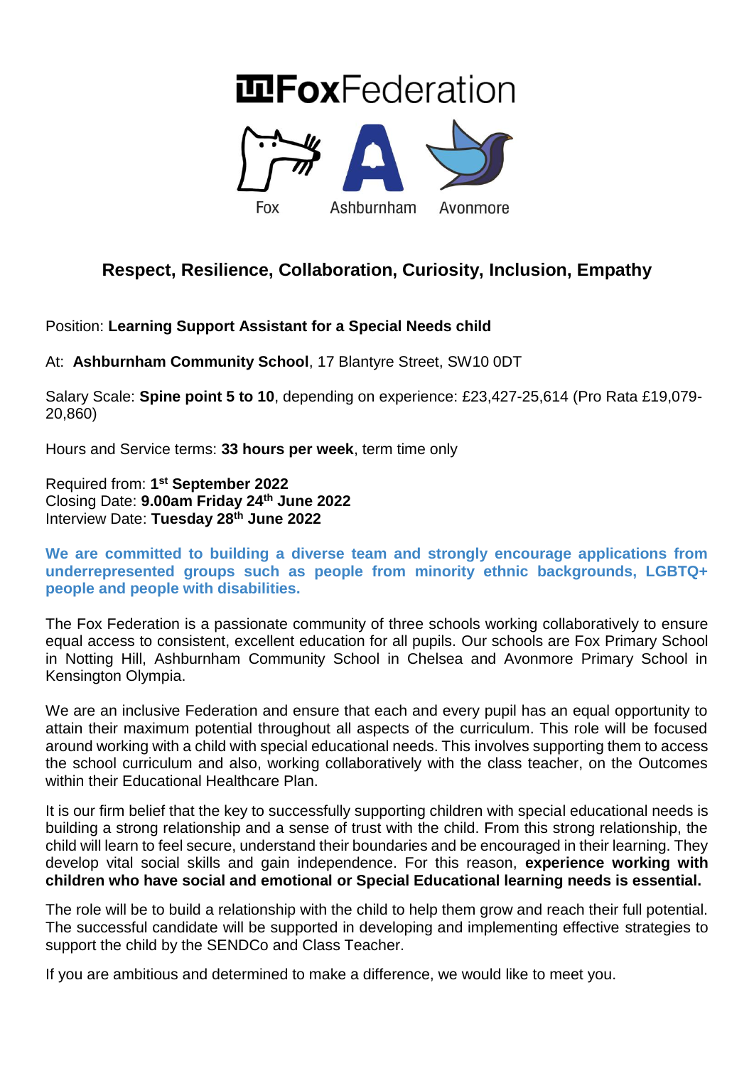# FoxFederation

Fox Ashburnham Avonmore

## Respect, Resilience, Collaboration, Curiosity, Inclusion, Empathy

Position: **Learning Support Assistant for a Special Needs child**

At: **Ashburnham Community School**, 17 Blantyre Street, SW10 0DT

Salary Scale: **Spine point 5 to 10**, depending on experience: £23,427-25,614 (Pro Rata £19,079-20,860)

Hours and Service terms: **33 hours per week**, term time only

Required from: **1st September 2022**
Closing Date: **9.00am Friday 24th June 2022**
Interview Date: **Tuesday 28th June 2022**

**We are committed to building a diverse team and strongly encourage applications from underrepresented groups such as people from minority ethnic backgrounds, LGBTQ+ people and people with disabilities.**

The Fox Federation is a passionate community of three schools working collaboratively to ensure equal access to consistent, excellent education for all pupils. Our schools are Fox Primary School in Notting Hill, Ashburnham Community School in Chelsea and Avonmore Primary School in Kensington Olympia.

We are an inclusive Federation and ensure that each and every pupil has an equal opportunity to attain their maximum potential throughout all aspects of the curriculum. This role will be focused around working with a child with special educational needs. This involves supporting them to access the school curriculum and also, working collaboratively with the class teacher, on the Outcomes within their Educational Healthcare Plan.

It is our firm belief that the key to successfully supporting children with special educational needs is building a strong relationship and a sense of trust with the child. From this strong relationship, the child will learn to feel secure, understand their boundaries and be encouraged in their learning. They develop vital social skills and gain independence. For this reason, **experience working with children who have social and emotional or Special Educational learning needs is essential.**

The role will be to build a relationship with the child to help them grow and reach their full potential. The successful candidate will be supported in developing and implementing effective strategies to support the child by the SENDCo and Class Teacher.

If you are ambitious and determined to make a difference, we would like to meet you.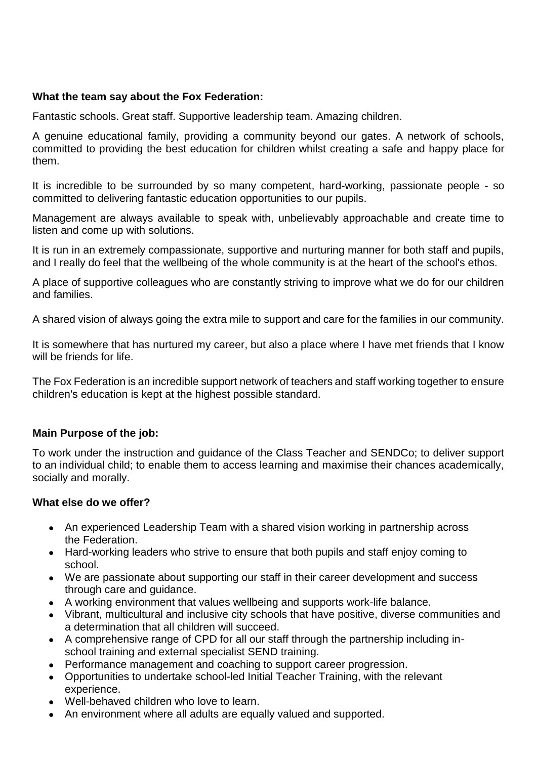**What the team say about the Fox Federation:**

Fantastic schools. Great staff. Supportive leadership team. Amazing children.

A genuine educational family, providing a community beyond our gates. A network of schools, committed to providing the best education for children whilst creating a safe and happy place for them.

It is incredible to be surrounded by so many competent, hard-working, passionate people - so committed to delivering fantastic education opportunities to our pupils.

Management are always available to speak with, unbelievably approachable and create time to listen and come up with solutions.

It is run in an extremely compassionate, supportive and nurturing manner for both staff and pupils, and I really do feel that the wellbeing of the whole community is at the heart of the school's ethos.

A place of supportive colleagues who are constantly striving to improve what we do for our children and families.

A shared vision of always going the extra mile to support and care for the families in our community.

It is somewhere that has nurtured my career, but also a place where I have met friends that I know will be friends for life.

The Fox Federation is an incredible support network of teachers and staff working together to ensure children's education is kept at the highest possible standard.

**Main Purpose of the job:**

To work under the instruction and guidance of the Class Teacher and SENDCo; to deliver support to an individual child; to enable them to access learning and maximise their chances academically, socially and morally.

**What else do we offer?**

- An experienced Leadership Team with a shared vision working in partnership across the Federation.
- Hard-working leaders who strive to ensure that both pupils and staff enjoy coming to school.
- We are passionate about supporting our staff in their career development and success through care and guidance.
- A working environment that values wellbeing and supports work-life balance.
- Vibrant, multicultural and inclusive city schools that have positive, diverse communities and a determination that all children will succeed.
- A comprehensive range of CPD for all our staff through the partnership including in-school training and external specialist SEND training.
- Performance management and coaching to support career progression.
- Opportunities to undertake school-led Initial Teacher Training, with the relevant experience.
- Well-behaved children who love to learn.
- An environment where all adults are equally valued and supported.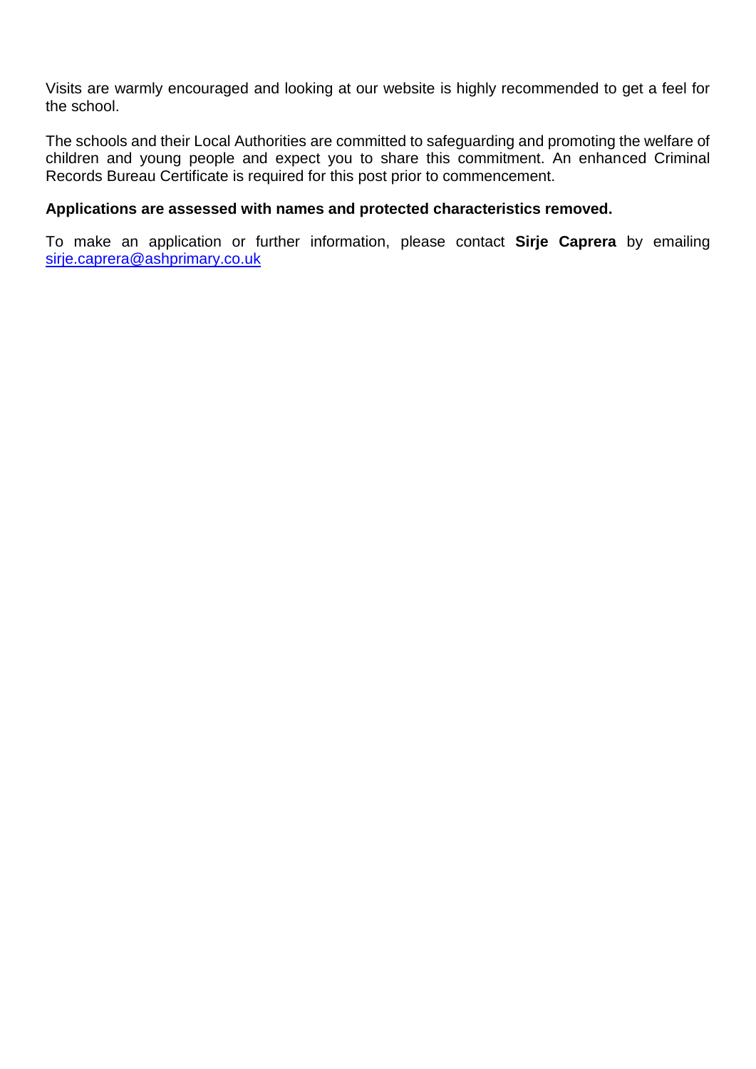Visits are warmly encouraged and looking at our website is highly recommended to get a feel for the school.

The schools and their Local Authorities are committed to safeguarding and promoting the welfare of children and young people and expect you to share this commitment. An enhanced Criminal Records Bureau Certificate is required for this post prior to commencement.

**Applications are assessed with names and protected characteristics removed.**

To make an application or further information, please contact **Sirje Caprera** by emailing [sirje.caprera@ashprimary.co.uk](mailto:sirje.caprera@ashprimary.co.uk)